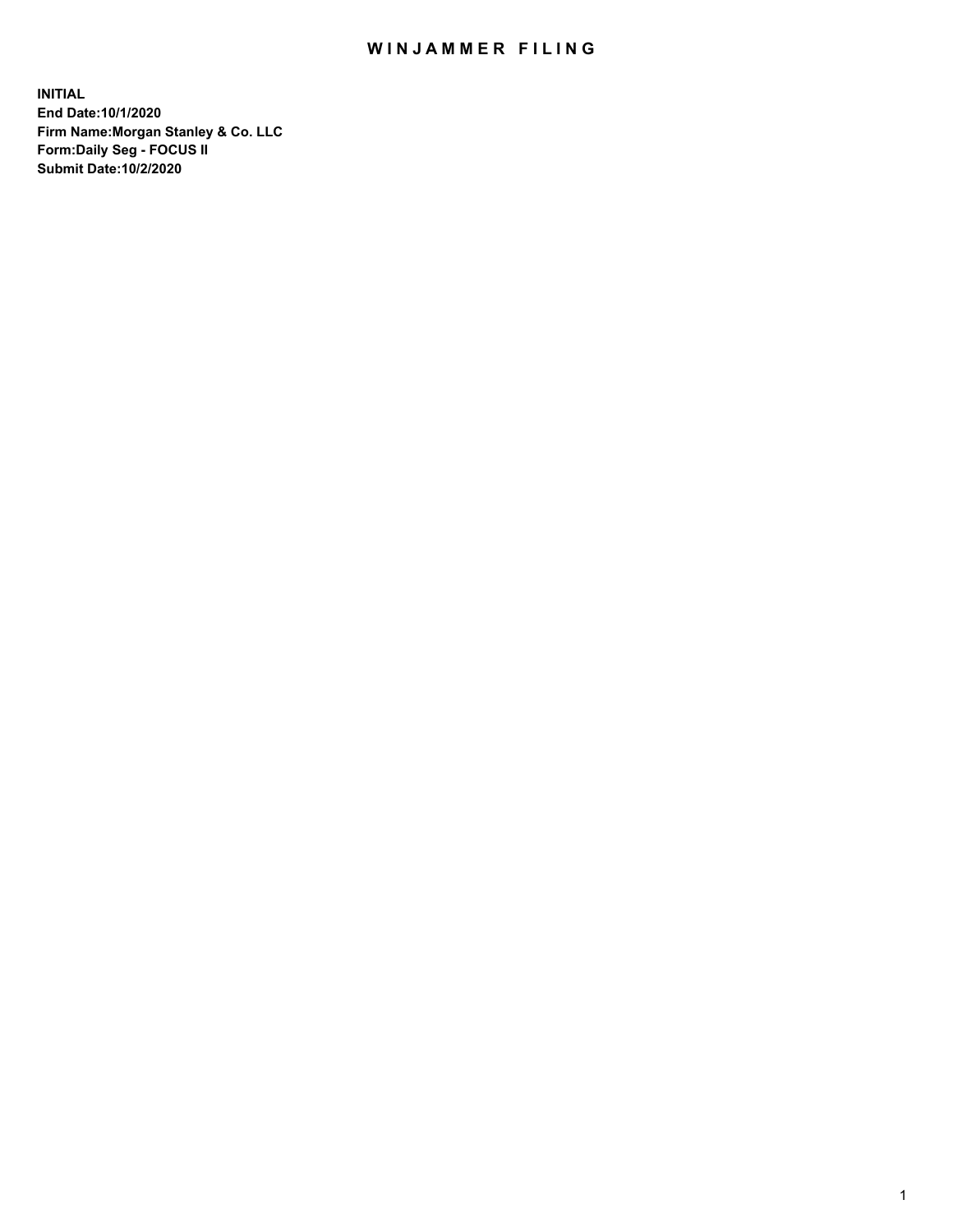# WINJAMMER FILING

**INITIAL**
**End Date:10/1/2020**
**Firm Name:Morgan Stanley & Co. LLC**
**Form:Daily Seg - FOCUS II**
**Submit Date:10/2/2020**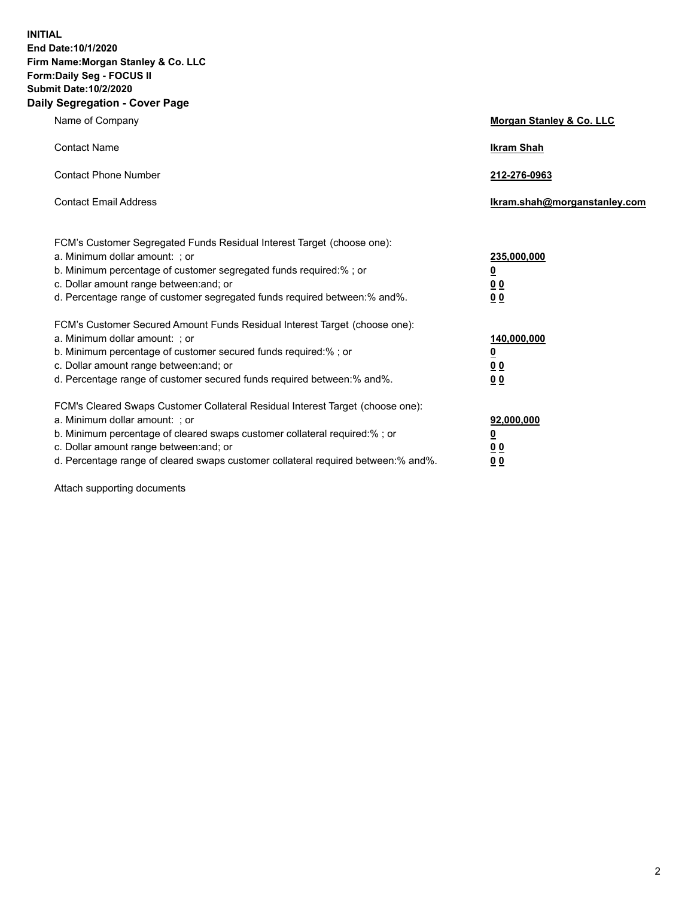**INITIAL**
**End Date:10/1/2020**
**Firm Name:Morgan Stanley & Co. LLC**
**Form:Daily Seg - FOCUS II**
**Submit Date:10/2/2020**

## Daily Segregation - Cover Page

| | |
|---|---|
| Name of Company | **Morgan Stanley & Co. LLC** |
| Contact Name | **Ikram Shah** |
| Contact Phone Number | **212-276-0963** |
| Contact Email Address | **Ikram.shah@morganstanley.com** |

| | |
|---|---|
| FCM's Customer Segregated Funds Residual Interest Target (choose one): | |
| a. Minimum dollar amount: ; or | **235,000,000** |
| b. Minimum percentage of customer segregated funds required:% ; or | **0** |
| c. Dollar amount range between:and; or | **0 0** |
| d. Percentage range of customer segregated funds required between:% and%. | **0 0** |
| FCM's Customer Secured Amount Funds Residual Interest Target (choose one): | |
| a. Minimum dollar amount: ; or | **140,000,000** |
| b. Minimum percentage of customer secured funds required:% ; or | **0** |
| c. Dollar amount range between:and; or | **0 0** |
| d. Percentage range of customer secured funds required between:% and%. | **0 0** |
| FCM's Cleared Swaps Customer Collateral Residual Interest Target (choose one): | |
| a. Minimum dollar amount: ; or | **92,000,000** |
| b. Minimum percentage of cleared swaps customer collateral required:% ; or | **0** |
| c. Dollar amount range between:and; or | **0 0** |
| d. Percentage range of cleared swaps customer collateral required between:% and%. | **0 0** |

Attach supporting documents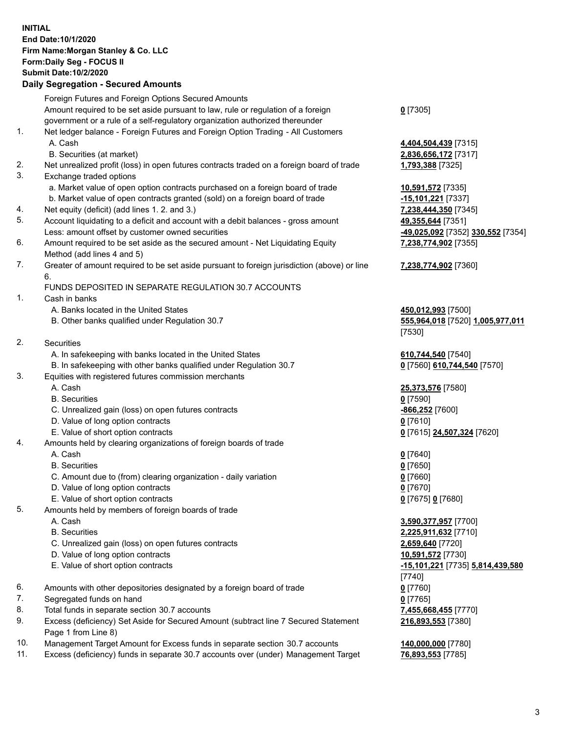**INITIAL**
**End Date:10/1/2020**
**Firm Name:Morgan Stanley & Co. LLC**
**Form:Daily Seg - FOCUS II**
**Submit Date:10/2/2020**

## Daily Segregation - Secured Amounts

| | | |
|---|---|---|
| | Foreign Futures and Foreign Options Secured Amounts | |
| | Amount required to be set aside pursuant to law, rule or regulation of a foreign government or a rule of a self-regulatory organization authorized thereunder | **0** [7305] |
| 1. | Net ledger balance - Foreign Futures and Foreign Option Trading - All Customers | |
| | A. Cash | **4,404,504,439** [7315] |
| | B. Securities (at market) | **2,836,656,172** [7317] |
| 2. | Net unrealized profit (loss) in open futures contracts traded on a foreign board of trade | **1,793,388** [7325] |
| 3. | Exchange traded options | |
| | a. Market value of open option contracts purchased on a foreign board of trade | **10,591,572** [7335] |
| | b. Market value of open contracts granted (sold) on a foreign board of trade | **-15,101,221** [7337] |
| 4. | Net equity (deficit) (add lines 1. 2. and 3.) | **7,238,444,350** [7345] |
| 5. | Account liquidating to a deficit and account with a debit balances - gross amount | **49,355,644** [7351] |
| | Less: amount offset by customer owned securities | **-49,025,092** [7352] **330,552** [7354] |
| 6. | Amount required to be set aside as the secured amount - Net Liquidating Equity Method (add lines 4 and 5) | **7,238,774,902** [7355] |
| 7. | Greater of amount required to be set aside pursuant to foreign jurisdiction (above) or line 6. | **7,238,774,902** [7360] |
| | FUNDS DEPOSITED IN SEPARATE REGULATION 30.7 ACCOUNTS | |
| 1. | Cash in banks | |
| | A. Banks located in the United States | **450,012,993** [7500] |
| | B. Other banks qualified under Regulation 30.7 | **555,964,018** [7520] **1,005,977,011** [7530] |
| 2. | Securities | |
| | A. In safekeeping with banks located in the United States | **610,744,540** [7540] |
| | B. In safekeeping with other banks qualified under Regulation 30.7 | **0** [7560] **610,744,540** [7570] |
| 3. | Equities with registered futures commission merchants | |
| | A. Cash | **25,373,576** [7580] |
| | B. Securities | **0** [7590] |
| | C. Unrealized gain (loss) on open futures contracts | **-866,252** [7600] |
| | D. Value of long option contracts | **0** [7610] |
| | E. Value of short option contracts | **0** [7615] **24,507,324** [7620] |
| 4. | Amounts held by clearing organizations of foreign boards of trade | |
| | A. Cash | **0** [7640] |
| | B. Securities | **0** [7650] |
| | C. Amount due to (from) clearing organization - daily variation | **0** [7660] |
| | D. Value of long option contracts | **0** [7670] |
| | E. Value of short option contracts | **0** [7675] **0** [7680] |
| 5. | Amounts held by members of foreign boards of trade | |
| | A. Cash | **3,590,377,957** [7700] |
| | B. Securities | **2,225,911,632** [7710] |
| | C. Unrealized gain (loss) on open futures contracts | **2,659,640** [7720] |
| | D. Value of long option contracts | **10,591,572** [7730] |
| | E. Value of short option contracts | **-15,101,221** [7735] **5,814,439,580** [7740] |
| 6. | Amounts with other depositories designated by a foreign board of trade | **0** [7760] |
| 7. | Segregated funds on hand | **0** [7765] |
| 8. | Total funds in separate section 30.7 accounts | **7,455,668,455** [7770] |
| 9. | Excess (deficiency) Set Aside for Secured Amount (subtract line 7 Secured Statement Page 1 from Line 8) | **216,893,553** [7380] |
| 10. | Management Target Amount for Excess funds in separate section 30.7 accounts | **140,000,000** [7780] |
| 11. | Excess (deficiency) funds in separate 30.7 accounts over (under) Management Target | **76,893,553** [7785] |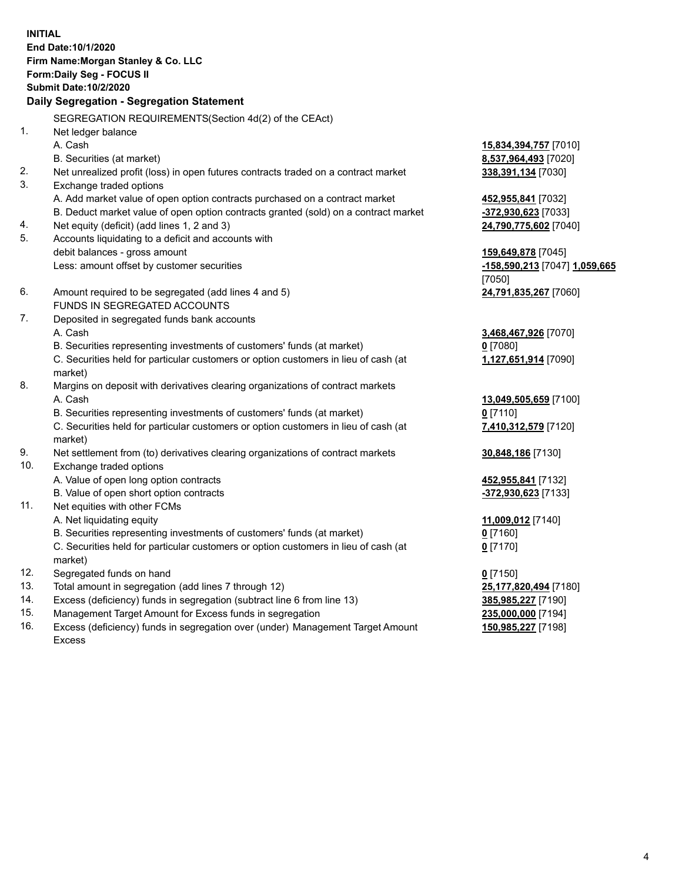**INITIAL**
**End Date:10/1/2020**
**Firm Name:Morgan Stanley & Co. LLC**
**Form:Daily Seg - FOCUS II**
**Submit Date:10/2/2020**

### Daily Segregation - Segregation Statement

SEGREGATION REQUIREMENTS(Section 4d(2) of the CEAct)

| | | |
|---|---|---|
| 1. | Net ledger balance | |
| | A. Cash | **15,834,394,757** [7010] |
| | B. Securities (at market) | **8,537,964,493** [7020] |
| 2. | Net unrealized profit (loss) in open futures contracts traded on a contract market | **338,391,134** [7030] |
| 3. | Exchange traded options | |
| | A. Add market value of open option contracts purchased on a contract market | **452,955,841** [7032] |
| | B. Deduct market value of open option contracts granted (sold) on a contract market | **-372,930,623** [7033] |
| 4. | Net equity (deficit) (add lines 1, 2 and 3) | **24,790,775,602** [7040] |
| 5. | Accounts liquidating to a deficit and accounts with debit balances - gross amount | **159,649,878** [7045] |
| | Less: amount offset by customer securities | **-158,590,213** [7047] **1,059,665** [7050] |
| 6. | Amount required to be segregated (add lines 4 and 5) | **24,791,835,267** [7060] |
| | FUNDS IN SEGREGATED ACCOUNTS | |
| 7. | Deposited in segregated funds bank accounts | |
| | A. Cash | **3,468,467,926** [7070] |
| | B. Securities representing investments of customers' funds (at market) | **0** [7080] |
| | C. Securities held for particular customers or option customers in lieu of cash (at market) | **1,127,651,914** [7090] |
| 8. | Margins on deposit with derivatives clearing organizations of contract markets | |
| | A. Cash | **13,049,505,659** [7100] |
| | B. Securities representing investments of customers' funds (at market) | **0** [7110] |
| | C. Securities held for particular customers or option customers in lieu of cash (at market) | **7,410,312,579** [7120] |
| 9. | Net settlement from (to) derivatives clearing organizations of contract markets | **30,848,186** [7130] |
| 10. | Exchange traded options | |
| | A. Value of open long option contracts | **452,955,841** [7132] |
| | B. Value of open short option contracts | **-372,930,623** [7133] |
| 11. | Net equities with other FCMs | |
| | A. Net liquidating equity | **11,009,012** [7140] |
| | B. Securities representing investments of customers' funds (at market) | **0** [7160] |
| | C. Securities held for particular customers or option customers in lieu of cash (at market) | **0** [7170] |
| 12. | Segregated funds on hand | **0** [7150] |
| 13. | Total amount in segregation (add lines 7 through 12) | **25,177,820,494** [7180] |
| 14. | Excess (deficiency) funds in segregation (subtract line 6 from line 13) | **385,985,227** [7190] |
| 15. | Management Target Amount for Excess funds in segregation | **235,000,000** [7194] |
| 16. | Excess (deficiency) funds in segregation over (under) Management Target Amount Excess | **150,985,227** [7198] |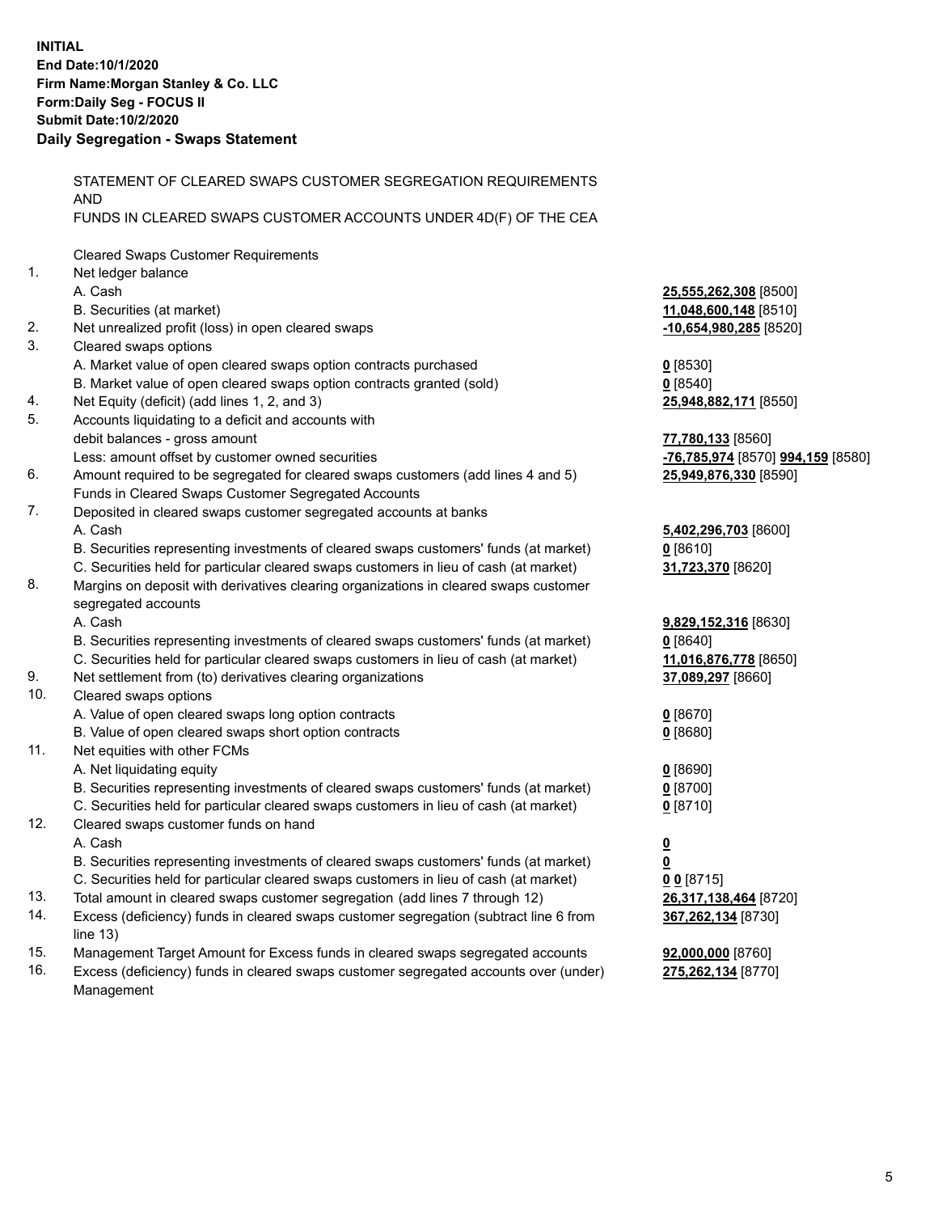**INITIAL**
**End Date:10/1/2020**
**Firm Name:Morgan Stanley & Co. LLC**
**Form:Daily Seg - FOCUS II**
**Submit Date:10/2/2020**
**Daily Segregation - Swaps Statement**

STATEMENT OF CLEARED SWAPS CUSTOMER SEGREGATION REQUIREMENTS AND FUNDS IN CLEARED SWAPS CUSTOMER ACCOUNTS UNDER 4D(F) OF THE CEA

| | | |
|---|---|---|
| | Cleared Swaps Customer Requirements | |
| 1. | Net ledger balance | |
| | A. Cash | **25,555,262,308** [8500] |
| | B. Securities (at market) | **11,048,600,148** [8510] |
| 2. | Net unrealized profit (loss) in open cleared swaps | **-10,654,980,285** [8520] |
| 3. | Cleared swaps options | |
| | A. Market value of open cleared swaps option contracts purchased | **0** [8530] |
| | B. Market value of open cleared swaps option contracts granted (sold) | **0** [8540] |
| 4. | Net Equity (deficit) (add lines 1, 2, and 3) | **25,948,882,171** [8550] |
| 5. | Accounts liquidating to a deficit and accounts with debit balances - gross amount | **77,780,133** [8560] |
| | Less: amount offset by customer owned securities | **-76,785,974** [8570] **994,159** [8580] |
| 6. | Amount required to be segregated for cleared swaps customers (add lines 4 and 5) | **25,949,876,330** [8590] |
| | Funds in Cleared Swaps Customer Segregated Accounts | |
| 7. | Deposited in cleared swaps customer segregated accounts at banks | |
| | A. Cash | **5,402,296,703** [8600] |
| | B. Securities representing investments of cleared swaps customers' funds (at market) | **0** [8610] |
| | C. Securities held for particular cleared swaps customers in lieu of cash (at market) | **31,723,370** [8620] |
| 8. | Margins on deposit with derivatives clearing organizations in cleared swaps customer segregated accounts | |
| | A. Cash | **9,829,152,316** [8630] |
| | B. Securities representing investments of cleared swaps customers' funds (at market) | **0** [8640] |
| | C. Securities held for particular cleared swaps customers in lieu of cash (at market) | **11,016,876,778** [8650] |
| 9. | Net settlement from (to) derivatives clearing organizations | **37,089,297** [8660] |
| 10. | Cleared swaps options | |
| | A. Value of open cleared swaps long option contracts | **0** [8670] |
| | B. Value of open cleared swaps short option contracts | **0** [8680] |
| 11. | Net equities with other FCMs | |
| | A. Net liquidating equity | **0** [8690] |
| | B. Securities representing investments of cleared swaps customers' funds (at market) | **0** [8700] |
| | C. Securities held for particular cleared swaps customers in lieu of cash (at market) | **0** [8710] |
| 12. | Cleared swaps customer funds on hand | |
| | A. Cash | **0** |
| | B. Securities representing investments of cleared swaps customers' funds (at market) | **0** |
| | C. Securities held for particular cleared swaps customers in lieu of cash (at market) | **0** **0** [8715] |
| 13. | Total amount in cleared swaps customer segregation (add lines 7 through 12) | **26,317,138,464** [8720] |
| 14. | Excess (deficiency) funds in cleared swaps customer segregation (subtract line 6 from line 13) | **367,262,134** [8730] |
| 15. | Management Target Amount for Excess funds in cleared swaps segregated accounts | **92,000,000** [8760] |
| 16. | Excess (deficiency) funds in cleared swaps customer segregated accounts over (under) Management | **275,262,134** [8770] |